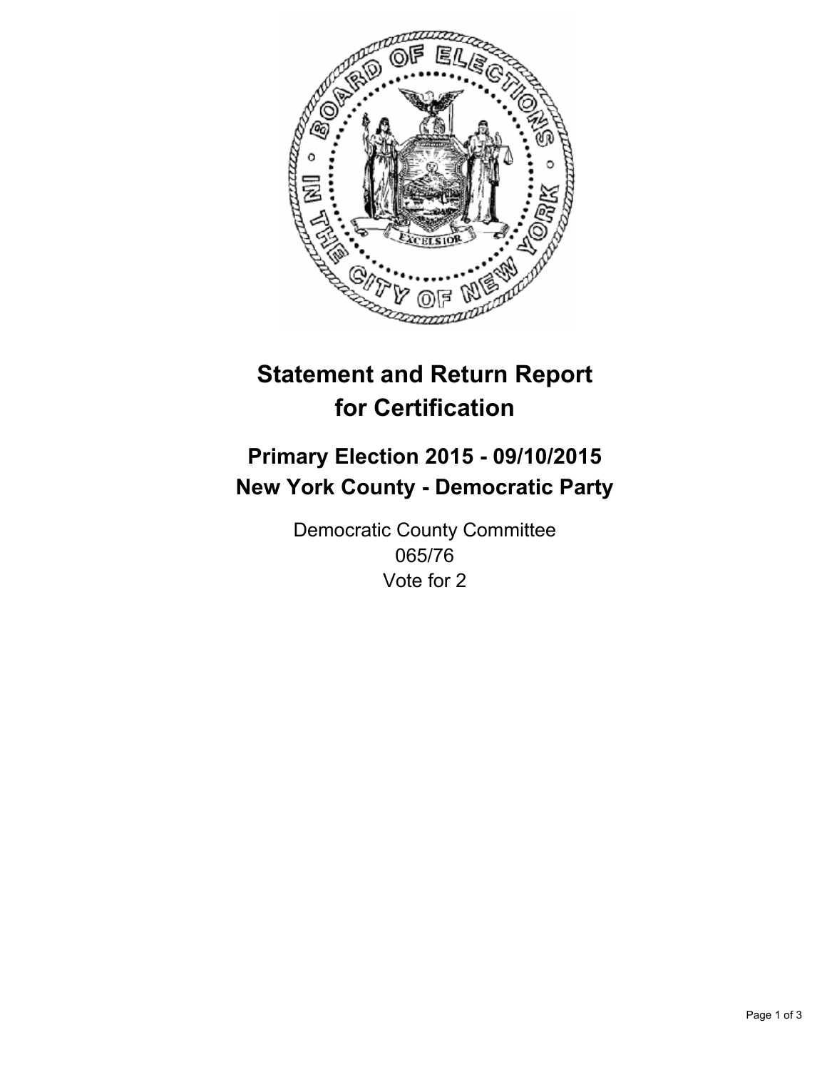# Statement and Return Report for Certification

## Primary Election 2015 - 09/10/2015
## New York County - Democratic Party

Democratic County Committee
065/76
Vote for 2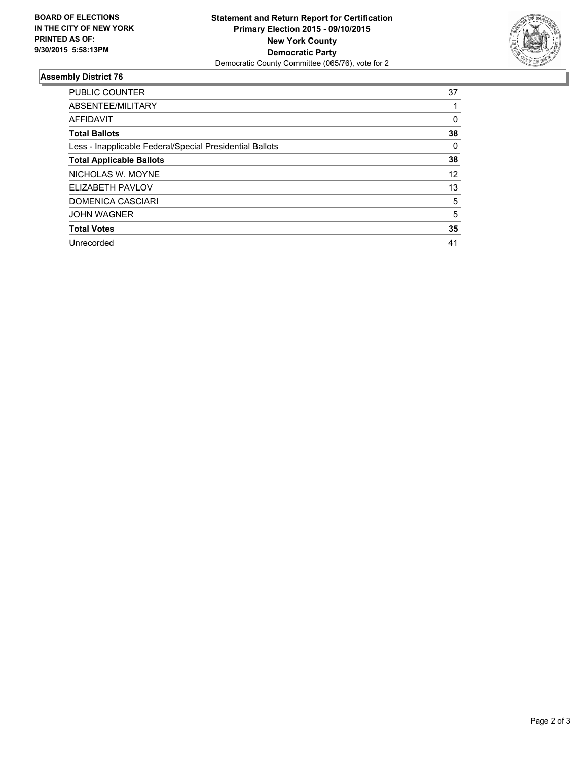**BOARD OF ELECTIONS IN THE CITY OF NEW YORK PRINTED AS OF: 9/30/2015 5:58:13PM**

**Statement and Return Report for Certification**
**Primary Election 2015 - 09/10/2015**
**New York County**
**Democratic Party**
Democratic County Committee (065/76), vote for 2

## Assembly District 76

| | |
|---|---|
| PUBLIC COUNTER | 37 |
| ABSENTEE/MILITARY | 1 |
| AFFIDAVIT | 0 |
| **Total Ballots** | **38** |
| Less - Inapplicable Federal/Special Presidential Ballots | 0 |
| **Total Applicable Ballots** | **38** |
| NICHOLAS W. MOYNE | 12 |
| ELIZABETH PAVLOV | 13 |
| DOMENICA CASCIARI | 5 |
| JOHN WAGNER | 5 |
| **Total Votes** | **35** |
| Unrecorded | 41 |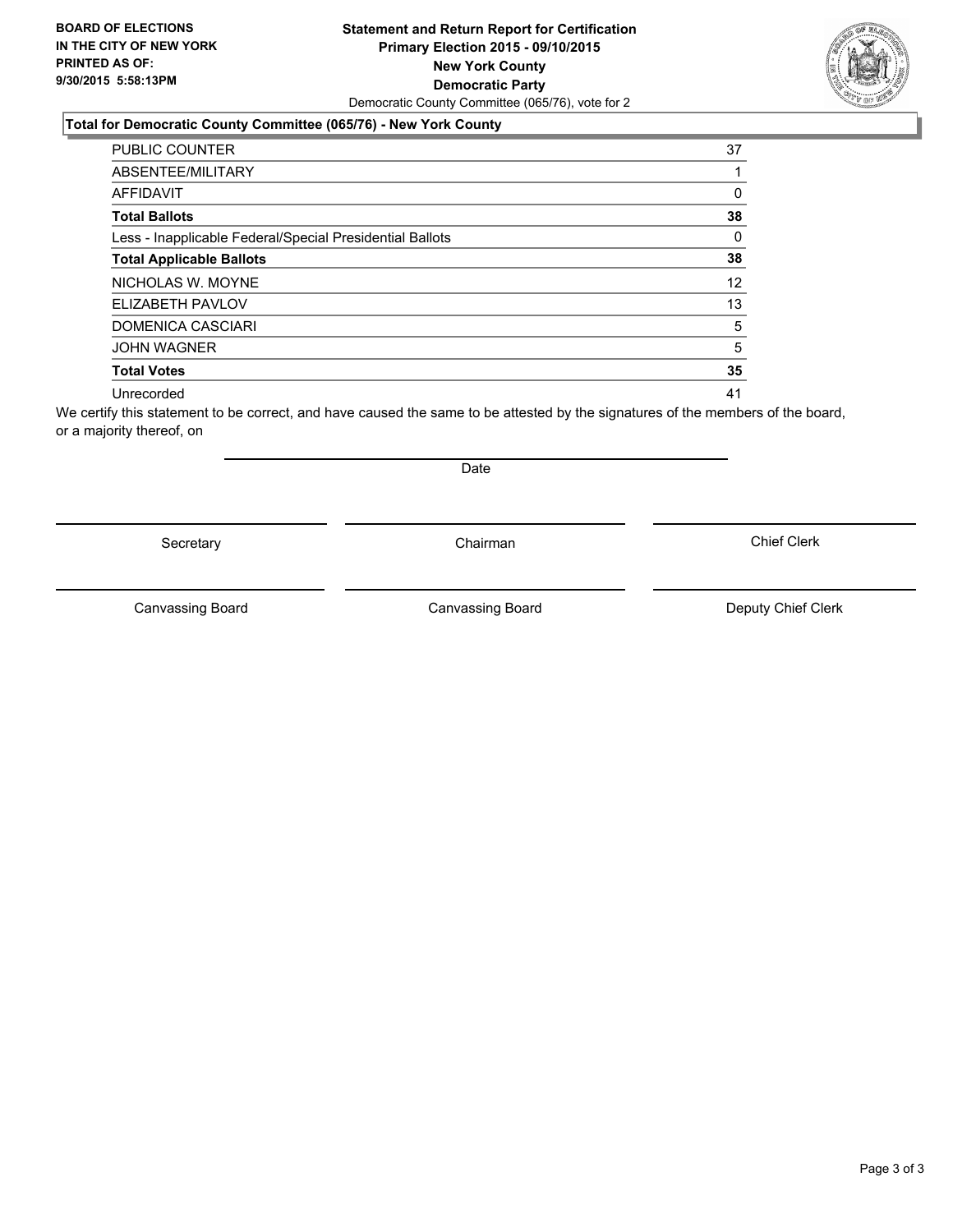**BOARD OF ELECTIONS IN THE CITY OF NEW YORK PRINTED AS OF: 9/30/2015 5:58:13PM**

**Statement and Return Report for Certification**
**Primary Election 2015 - 09/10/2015**
**New York County**
**Democratic Party**
Democratic County Committee (065/76), vote for 2

### Total for Democratic County Committee (065/76) - New York County

| | |
|---|---|
| PUBLIC COUNTER | 37 |
| ABSENTEE/MILITARY | 1 |
| AFFIDAVIT | 0 |
| **Total Ballots** | **38** |
| Less - Inapplicable Federal/Special Presidential Ballots | 0 |
| **Total Applicable Ballots** | **38** |
| NICHOLAS W. MOYNE | 12 |
| ELIZABETH PAVLOV | 13 |
| DOMENICA CASCIARI | 5 |
| JOHN WAGNER | 5 |
| **Total Votes** | **35** |
| Unrecorded | 41 |

We certify this statement to be correct, and have caused the same to be attested by the signatures of the members of the board, or a majority thereof, on

Date

Secretary

Chairman

Chief Clerk

Canvassing Board

Canvassing Board

Deputy Chief Clerk